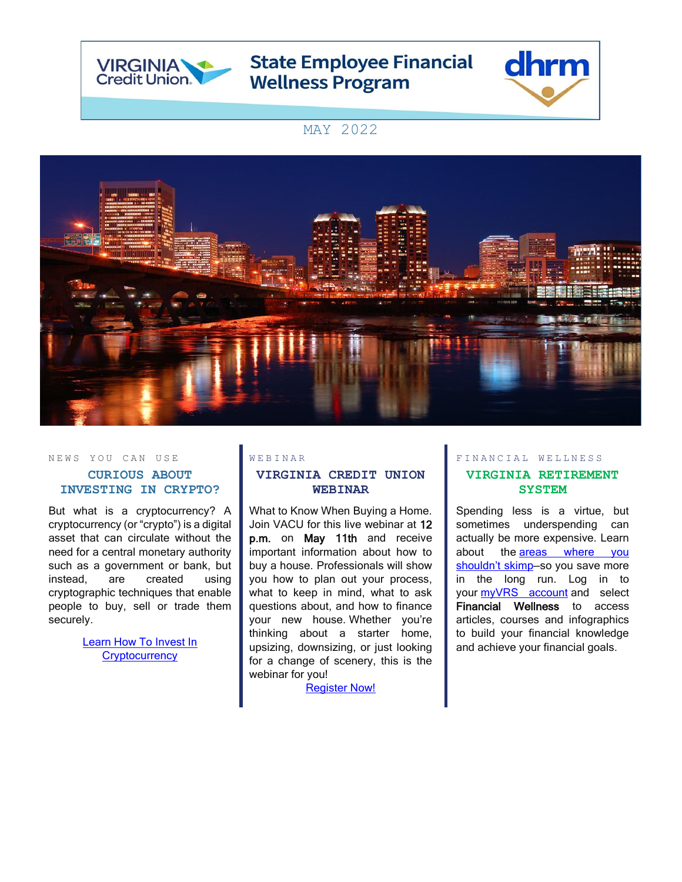# State Employee Financial Wellness Program

MAY 2022

NEWS YOU CAN USE

## CURIOUS ABOUT INVESTING IN CRYPTO?

But what is a cryptocurrency? A cryptocurrency (or "crypto") is a digital asset that can circulate without the need for a central monetary authority such as a government or bank, but instead, are created using cryptographic techniques that enable people to buy, sell or trade them securely.

Learn How To Invest In Cryptocurrency

WEBINAR

## VIRGINIA CREDIT UNION WEBINAR

What to Know When Buying a Home. Join VACU for this live webinar at **12 p.m.** on **May 11th** and receive important information about how to buy a house. Professionals will show you how to plan out your process, what to keep in mind, what to ask questions about, and how to finance your new house. Whether you're thinking about a starter home, upsizing, downsizing, or just looking for a change of scenery, this is the webinar for you!

Register Now!

FINANCIAL WELLNESS

## VIRGINIA RETIREMENT SYSTEM

Spending less is a virtue, but sometimes underspending can actually be more expensive. Learn about the areas where you shouldn't skimp–so you save more in the long run. Log in to your myVRS account and select **Financial Wellness** to access articles, courses and infographics to build your financial knowledge and achieve your financial goals.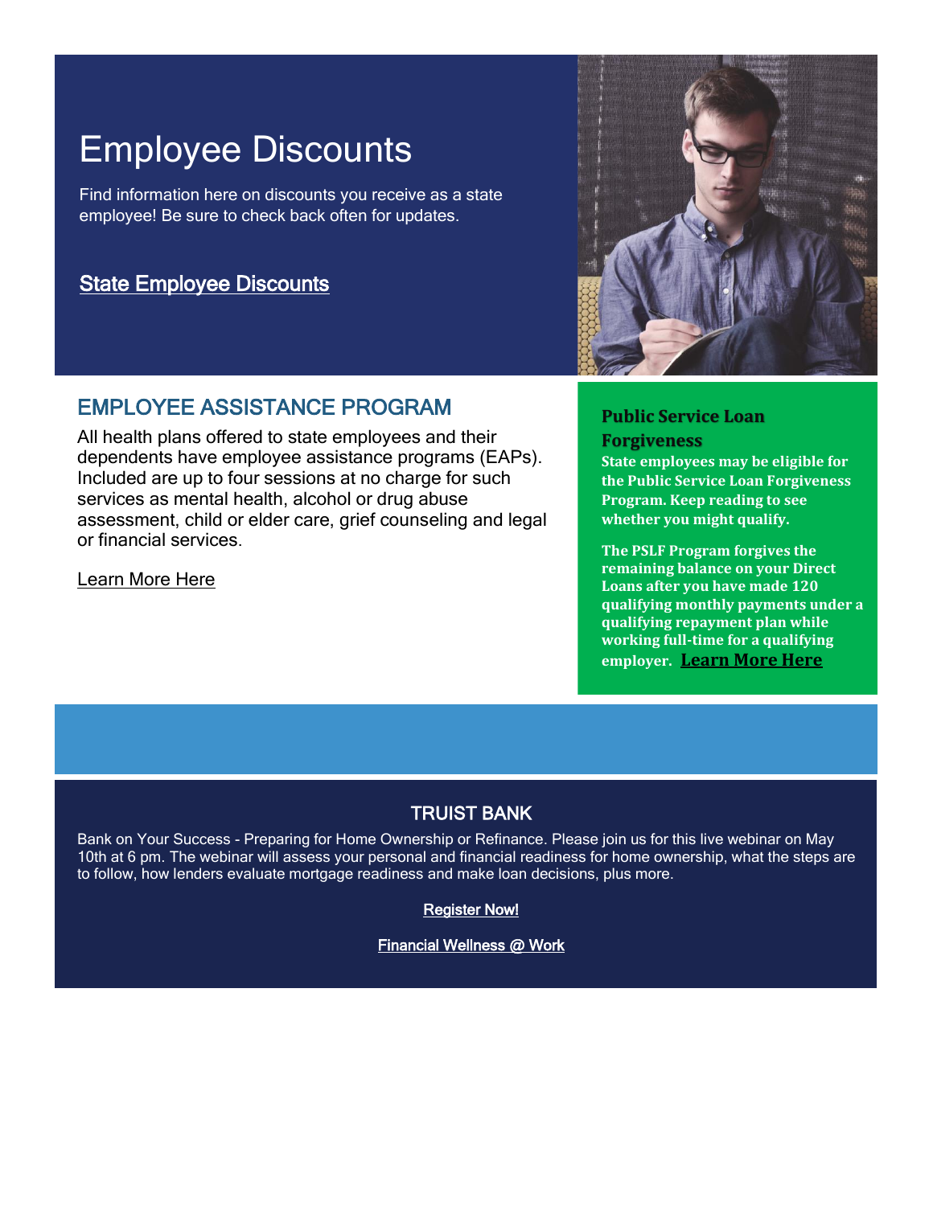# Employee Discounts

Find information here on discounts you receive as a state employee! Be sure to check back often for updates.

State Employee Discounts

## EMPLOYEE ASSISTANCE PROGRAM

All health plans offered to state employees and their dependents have employee assistance programs (EAPs). Included are up to four sessions at no charge for such services as mental health, alcohol or drug abuse assessment, child or elder care, grief counseling and legal or financial services.

Learn More Here

## Public Service Loan Forgiveness

**State employees may be eligible for the Public Service Loan Forgiveness Program. Keep reading to see whether you might qualify.**

**The PSLF Program forgives the remaining balance on your Direct Loans after you have made 120 qualifying monthly payments under a qualifying repayment plan while working full-time for a qualifying employer.** Learn More Here

## TRUIST BANK

Bank on Your Success - Preparing for Home Ownership or Refinance. Please join us for this live webinar on May 10th at 6 pm. The webinar will assess your personal and financial readiness for home ownership, what the steps are to follow, how lenders evaluate mortgage readiness and make loan decisions, plus more.

Register Now!

Financial Wellness @ Work